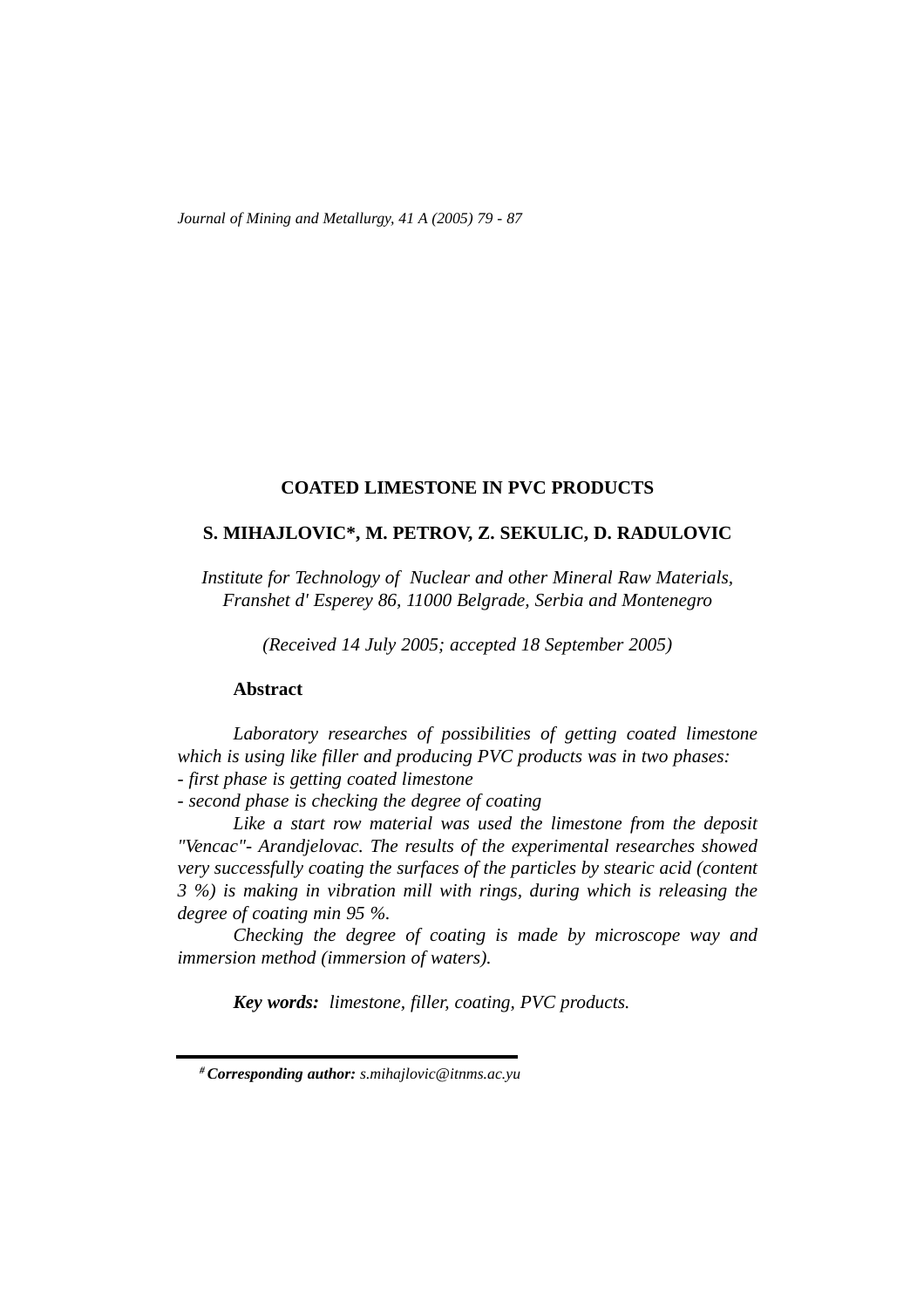# COATED LIMESTONE IN PVC PRODUCTS

**S. MIHAJLOVIC*, M. PETROV, Z. SEKULIC, D. RADULOVIC**

*Institute for Technology of Nuclear and other Mineral Raw Materials, Franshet d' Esperey 86, 11000 Belgrade, Serbia and Montenegro*

*(Received 14 July 2005; accepted 18 September 2005)*

## Abstract

*Laboratory researches of possibilities of getting coated limestone which is using like filler and producing PVC products was in two phases:*
*- first phase is getting coated limestone*
*- second phase is checking the degree of coating*

*Like a start row material was used the limestone from the deposit "Vencac"- Arandjelovac. The results of the experimental researches showed very successfully coating the surfaces of the particles by stearic acid (content 3 %) is making in vibration mill with rings, during which is releasing the degree of coating min 95 %.*

*Checking the degree of coating is made by microscope way and immersion method (immersion of waters).*

***Key words:*** *limestone, filler, coating, PVC products.*

---

[#] ***Corresponding author:*** *s.mihajlovic@itnms.ac.yu*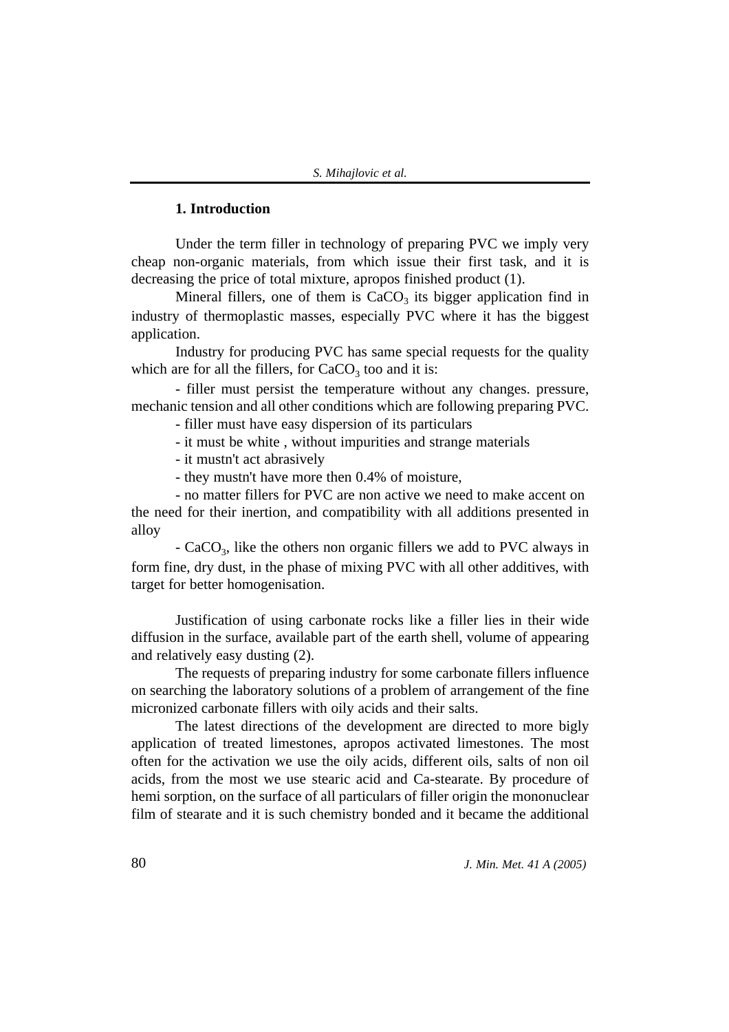## 1. Introduction

Under the term filler in technology of preparing PVC we imply very cheap non-organic materials, from which issue their first task, and it is decreasing the price of total mixture, apropos finished product (1).

Mineral fillers, one of them is $CaCO_3$ its bigger application find in industry of thermoplastic masses, especially PVC where it has the biggest application.

Industry for producing PVC has same special requests for the quality which are for all the fillers, for $CaCO_3$ too and it is:

- filler must persist the temperature without any changes. pressure, mechanic tension and all other conditions which are following preparing PVC.
- filler must have easy dispersion of its particulars
- it must be white , without impurities and strange materials
- it mustn't act abrasively
- they mustn't have more then 0.4% of moisture,
- no matter fillers for PVC are non active we need to make accent on the need for their inertion, and compatibility with all additions presented in alloy
- $CaCO_3$, like the others non organic fillers we add to PVC always in form fine, dry dust, in the phase of mixing PVC with all other additives, with target for better homogenisation.

Justification of using carbonate rocks like a filler lies in their wide diffusion in the surface, available part of the earth shell, volume of appearing and relatively easy dusting (2).

The requests of preparing industry for some carbonate fillers influence on searching the laboratory solutions of a problem of arrangement of the fine micronized carbonate fillers with oily acids and their salts.

The latest directions of the development are directed to more bigly application of treated limestones, apropos activated limestones. The most often for the activation we use the oily acids, different oils, salts of non oil acids, from the most we use stearic acid and Ca-stearate. By procedure of hemi sorption, on the surface of all particulars of filler origin the mononuclear film of stearate and it is such chemistry bonded and it became the additional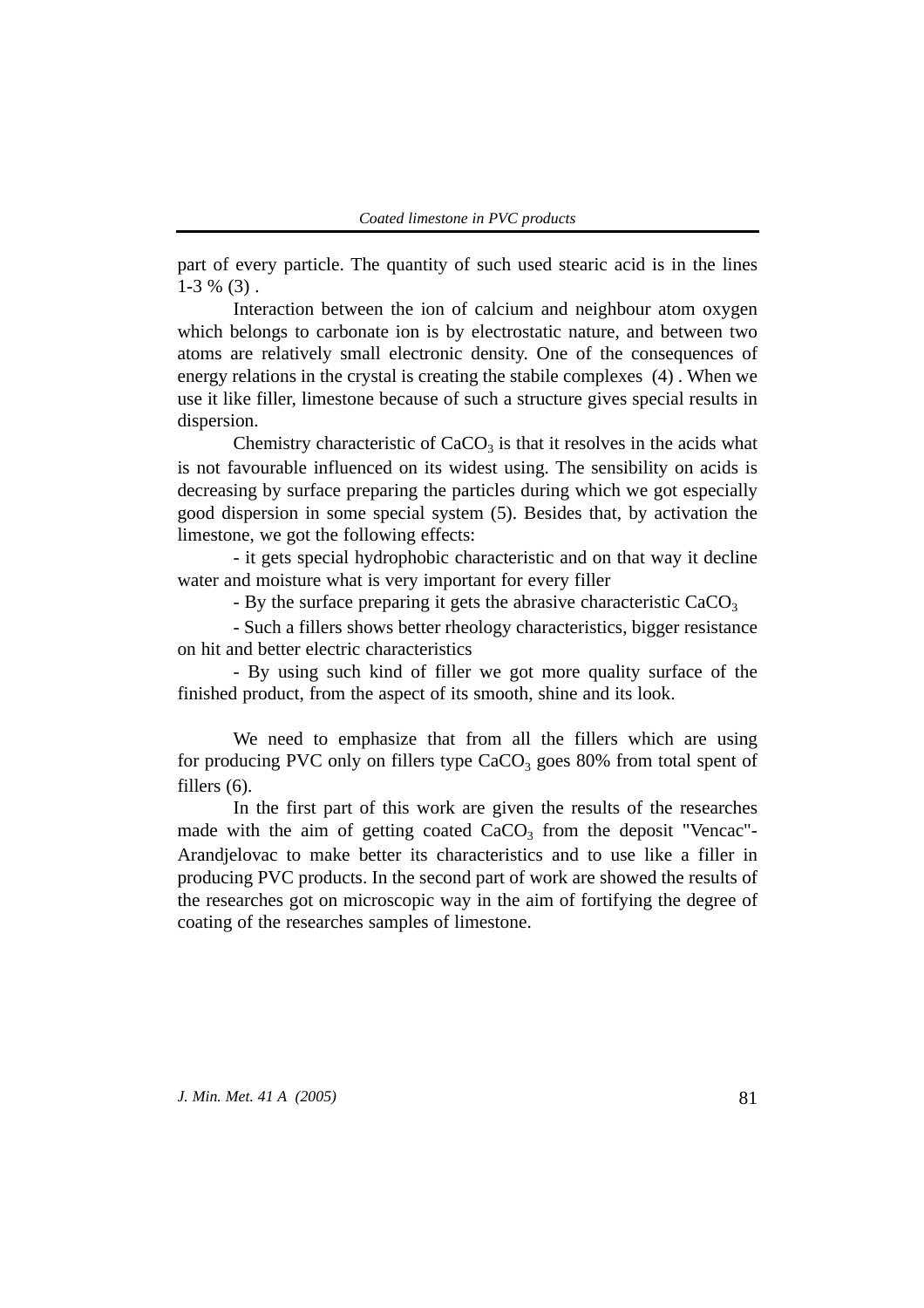part of every particle. The quantity of such used stearic acid is in the lines 1-3 % (3) .

Interaction between the ion of calcium and neighbour atom oxygen which belongs to carbonate ion is by electrostatic nature, and between two atoms are relatively small electronic density. One of the consequences of energy relations in the crystal is creating the stabile complexes (4) . When we use it like filler, limestone because of such a structure gives special results in dispersion.

Chemistry characteristic of $CaCO_3$ is that it resolves in the acids what is not favourable influenced on its widest using. The sensibility on acids is decreasing by surface preparing the particles during which we got especially good dispersion in some special system (5). Besides that, by activation the limestone, we got the following effects:

- it gets special hydrophobic characteristic and on that way it decline water and moisture what is very important for every filler
- By the surface preparing it gets the abrasive characteristic $CaCO_3$
- Such a fillers shows better rheology characteristics, bigger resistance on hit and better electric characteristics
- By using such kind of filler we got more quality surface of the finished product, from the aspect of its smooth, shine and its look.

We need to emphasize that from all the fillers which are using for producing PVC only on fillers type $CaCO_3$ goes 80% from total spent of fillers (6).

In the first part of this work are given the results of the researches made with the aim of getting coated $CaCO_3$ from the deposit "Vencac"-Arandjelovac to make better its characteristics and to use like a filler in producing PVC products. In the second part of work are showed the results of the researches got on microscopic way in the aim of fortifying the degree of coating of the researches samples of limestone.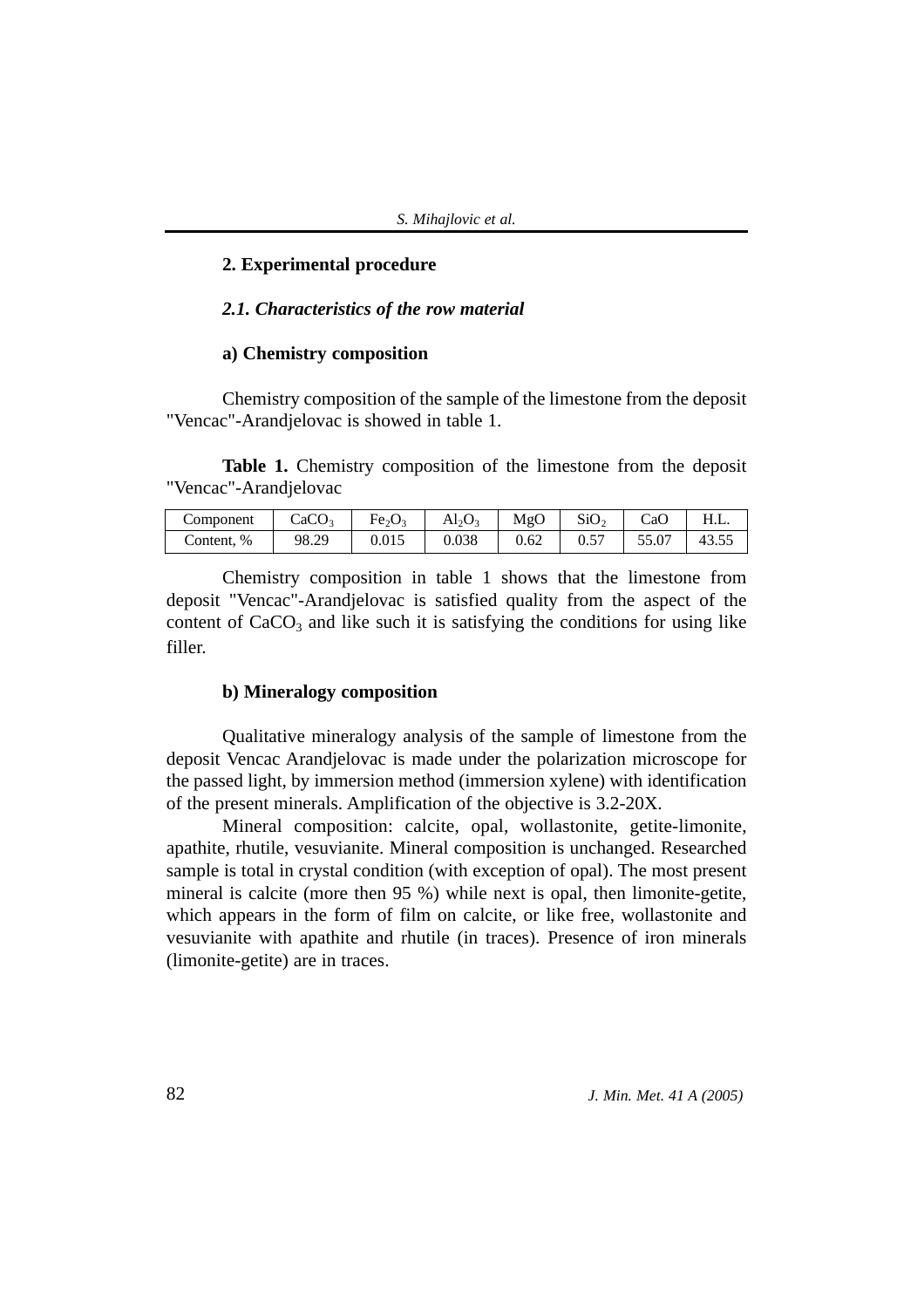## 2. Experimental procedure

### *2.1. Characteristics of the row material*

#### a) Chemistry composition

Chemistry composition of the sample of the limestone from the deposit "Vencac"-Arandjelovac is showed in table 1.

**Table 1.** Chemistry composition of the limestone from the deposit "Vencac"-Arandjelovac

| Component | $CaCO_3$ | $Fe_2O_3$ | $Al_2O_3$ | MgO | $SiO_2$ | CaO | H.L. |
|---|---|---|---|---|---|---|---|
| Content, % | 98.29 | 0.015 | 0.038 | 0.62 | 0.57 | 55.07 | 43.55 |

Chemistry composition in table 1 shows that the limestone from deposit "Vencac"-Arandjelovac is satisfied quality from the aspect of the content of $CaCO_3$ and like such it is satisfying the conditions for using like filler.

#### b) Mineralogy composition

Qualitative mineralogy analysis of the sample of limestone from the deposit Vencac Arandjelovac is made under the polarization microscope for the passed light, by immersion method (immersion xylene) with identification of the present minerals. Amplification of the objective is 3.2-20X.

Mineral composition: calcite, opal, wollastonite, getite-limonite, apathite, rhutile, vesuvianite. Mineral composition is unchanged. Researched sample is total in crystal condition (with exception of opal). The most present mineral is calcite (more then 95 %) while next is opal, then limonite-getite, which appears in the form of film on calcite, or like free, wollastonite and vesuvianite with apathite and rhutile (in traces). Presence of iron minerals (limonite-getite) are in traces.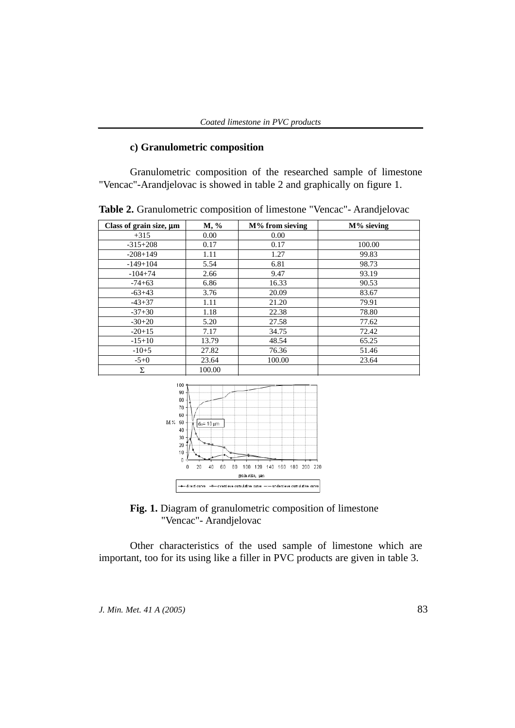### c) Granulometric composition

Granulometric composition of the researched sample of limestone "Vencac"-Arandjelovac is showed in table 2 and graphically on figure 1.

**Table 2.** Granulometric composition of limestone "Vencac"- Arandjelovac

| Class of grain size, μm | M, % | M% from sieving | M% sieving |
|---|---|---|---|
| +315 | 0.00 | 0.00 | |
| -315+208 | 0.17 | 0.17 | 100.00 |
| -208+149 | 1.11 | 1.27 | 99.83 |
| -149+104 | 5.54 | 6.81 | 98.73 |
| -104+74 | 2.66 | 9.47 | 93.19 |
| -74+63 | 6.86 | 16.33 | 90.53 |
| -63+43 | 3.76 | 20.09 | 83.67 |
| -43+37 | 1.11 | 21.20 | 79.91 |
| -37+30 | 1.18 | 22.38 | 78.80 |
| -30+20 | 5.20 | 27.58 | 77.62 |
| -20+15 | 7.17 | 34.75 | 72.42 |
| -15+10 | 13.79 | 48.54 | 65.25 |
| -10+5 | 27.82 | 76.36 | 51.46 |
| -5+0 | 23.64 | 100.00 | 23.64 |
| Σ | 100.00 | | |

M %

$d_{50}$= 10 μm

100
90
80
70
60
50
40
30
20
10
0

0 20 40 60 80 100 120 140 160 180 200 220

grain size, μm

direct curve — oversieve cumulative curve — undersieve cumulative curve

**Fig. 1.** Diagram of granulometric composition of limestone "Vencac"- Arandjelovac

Other characteristics of the used sample of limestone which are important, too for its using like a filler in PVC products are given in table 3.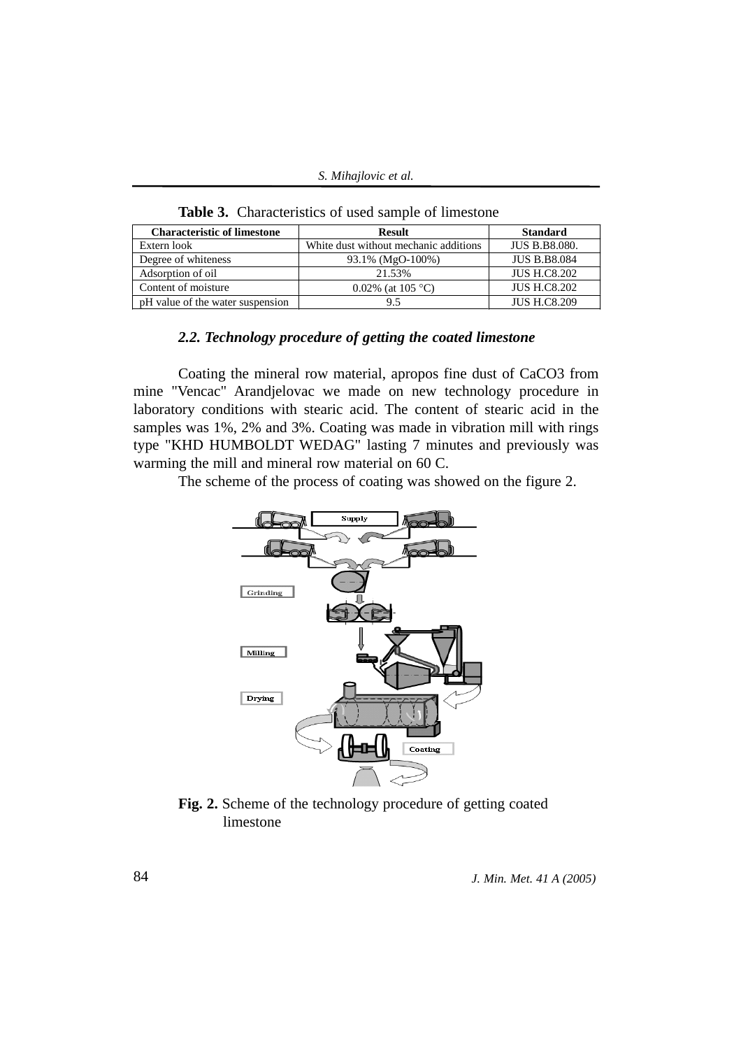**Table 3.** Characteristics of used sample of limestone

| Characteristic of limestone | Result | Standard |
|---|---|---|
| Extern look | White dust without mechanic additions | JUS B.B8.080. |
| Degree of whiteness | 93.1% (MgO-100%) | JUS B.B8.084 |
| Adsorption of oil | 21.53% | JUS H.C8.202 |
| Content of moisture | 0.02% (at 105 °C) | JUS H.C8.202 |
| pH value of the water suspension | 9.5 | JUS H.C8.209 |

### *2.2. Technology procedure of getting the coated limestone*

Coating the mineral row material, apropos fine dust of CaCO3 from mine "Vencac" Arandjelovac we made on new technology procedure in laboratory conditions with stearic acid. The content of stearic acid in the samples was 1%, 2% and 3%. Coating was made in vibration mill with rings type "KHD HUMBOLDT WEDAG" lasting 7 minutes and previously was warming the mill and mineral row material on 60 C.

The scheme of the process of coating was showed on the figure 2.

Supply

Grinding

Milling

Drying

Coating

**Fig. 2.** Scheme of the technology procedure of getting coated limestone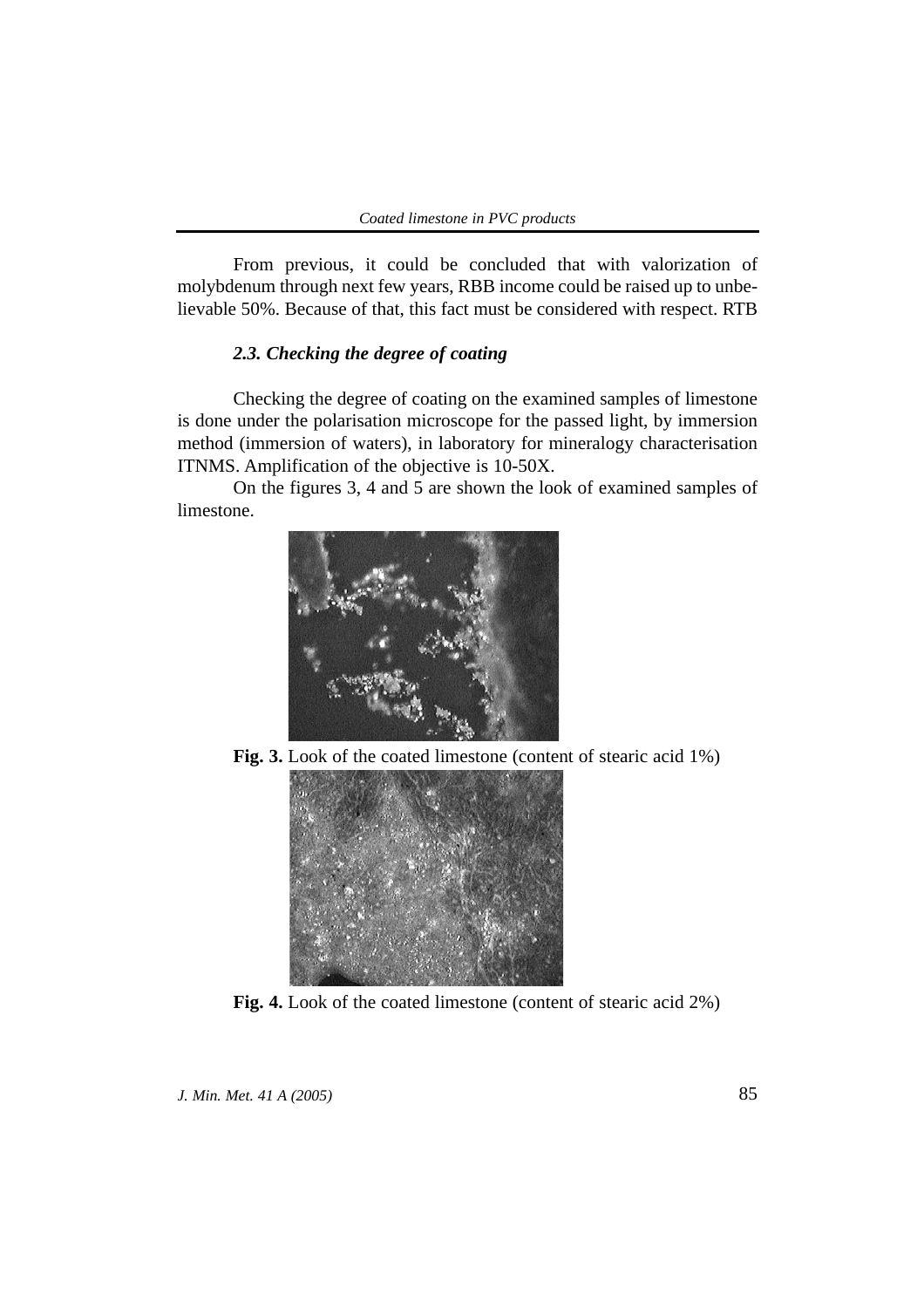From previous, it could be concluded that with valorization of molybdenum through next few years, RBB income could be raised up to unbelievable 50%. Because of that, this fact must be considered with respect. RTB

### *2.3. Checking the degree of coating*

Checking the degree of coating on the examined samples of limestone is done under the polarisation microscope for the passed light, by immersion method (immersion of waters), in laboratory for mineralogy characterisation ITNMS. Amplification of the objective is 10-50X.

On the figures 3, 4 and 5 are shown the look of examined samples of limestone.

**Fig. 3.** Look of the coated limestone (content of stearic acid 1%)

**Fig. 4.** Look of the coated limestone (content of stearic acid 2%)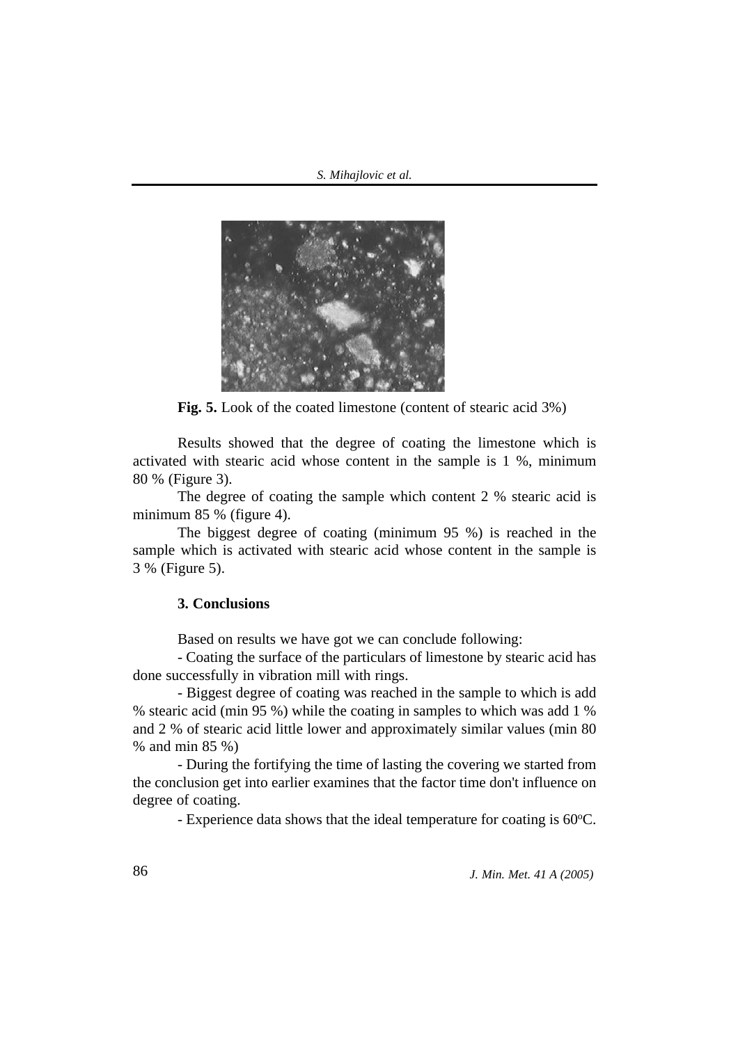**Fig. 5.** Look of the coated limestone (content of stearic acid 3%)

Results showed that the degree of coating the limestone which is activated with stearic acid whose content in the sample is 1 %, minimum 80 % (Figure 3).

The degree of coating the sample which content 2 % stearic acid is minimum 85 % (figure 4).

The biggest degree of coating (minimum 95 %) is reached in the sample which is activated with stearic acid whose content in the sample is 3 % (Figure 5).

### 3. Conclusions

Based on results we have got we can conclude following:

- Coating the surface of the particulars of limestone by stearic acid has done successfully in vibration mill with rings.
- Biggest degree of coating was reached in the sample to which is add % stearic acid (min 95 %) while the coating in samples to which was add 1 % and 2 % of stearic acid little lower and approximately similar values (min 80 % and min 85 %)
- During the fortifying the time of lasting the covering we started from the conclusion get into earlier examines that the factor time don't influence on degree of coating.
- Experience data shows that the ideal temperature for coating is 60°C.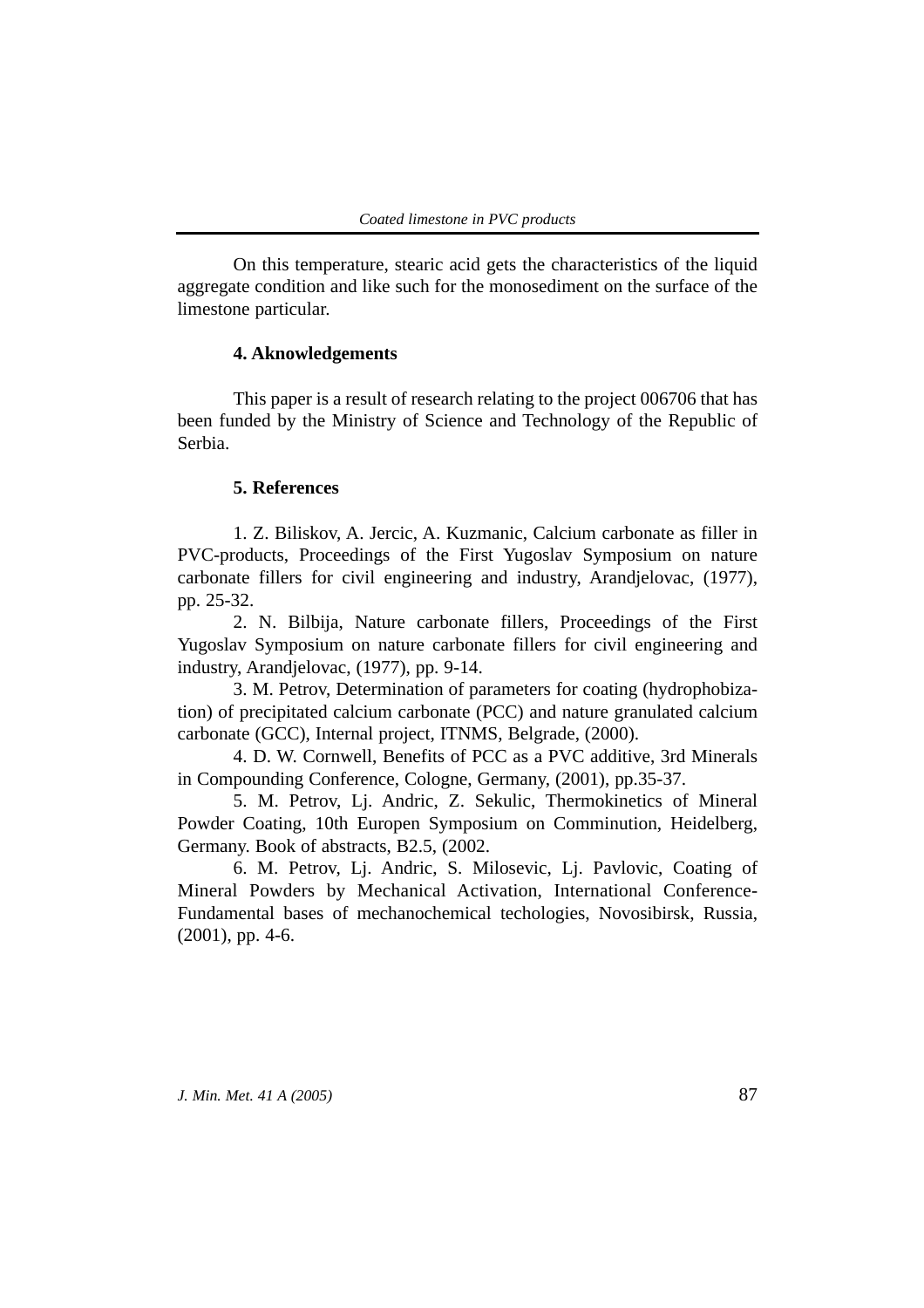On this temperature, stearic acid gets the characteristics of the liquid aggregate condition and like such for the monosediment on the surface of the limestone particular.

## 4. Aknowledgements

This paper is a result of research relating to the project 006706 that has been funded by the Ministry of Science and Technology of the Republic of Serbia.

## 5. References

1. Z. Biliskov, A. Jercic, A. Kuzmanic, Calcium carbonate as filler in PVC-products, Proceedings of the First Yugoslav Symposium on nature carbonate fillers for civil engineering and industry, Arandjelovac, (1977), pp. 25-32.

2. N. Bilbija, Nature carbonate fillers, Proceedings of the First Yugoslav Symposium on nature carbonate fillers for civil engineering and industry, Arandjelovac, (1977), pp. 9-14.

3. M. Petrov, Determination of parameters for coating (hydrophobization) of precipitated calcium carbonate (PCC) and nature granulated calcium carbonate (GCC), Internal project, ITNMS, Belgrade, (2000).

4. D. W. Cornwell, Benefits of PCC as a PVC additive, 3rd Minerals in Compounding Conference, Cologne, Germany, (2001), pp.35-37.

5. M. Petrov, Lj. Andric, Z. Sekulic, Thermokinetics of Mineral Powder Coating, 10th Europen Symposium on Comminution, Heidelberg, Germany. Book of abstracts, B2.5, (2002.

6. M. Petrov, Lj. Andric, S. Milosevic, Lj. Pavlovic, Coating of Mineral Powders by Mechanical Activation, International Conference-Fundamental bases of mechanochemical techologies, Novosibirsk, Russia, (2001), pp. 4-6.